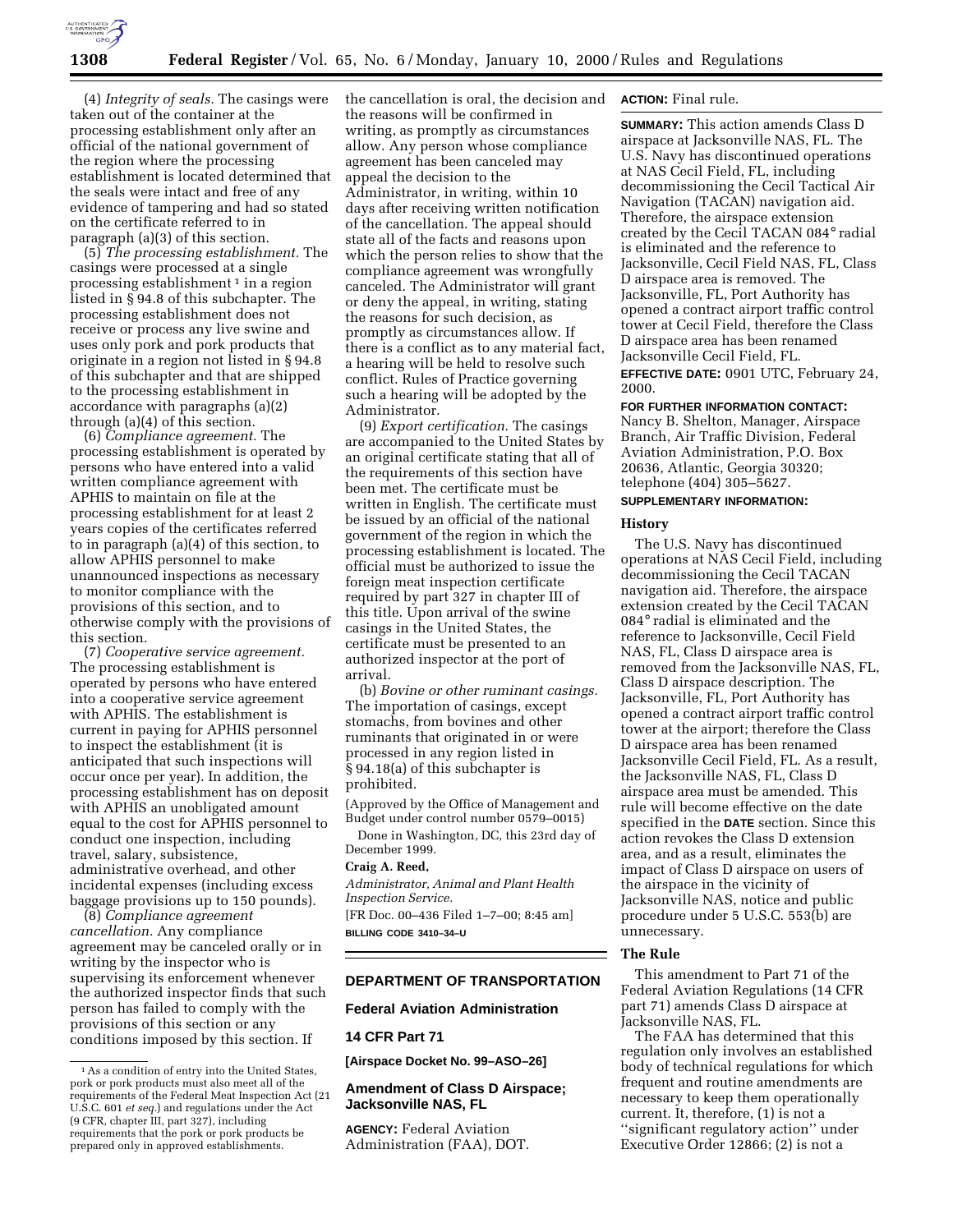(4) *Integrity of seals.* The casings were taken out of the container at the processing establishment only after an official of the national government of the region where the processing establishment is located determined that the seals were intact and free of any evidence of tampering and had so stated on the certificate referred to in paragraph (a)(3) of this section.

(5) *The processing establishment.* The casings were processed at a single processing establishment [1] in a region listed in § 94.8 of this subchapter. The processing establishment does not receive or process any live swine and uses only pork and pork products that originate in a region not listed in § 94.8 of this subchapter and that are shipped to the processing establishment in accordance with paragraphs (a)(2) through (a)(4) of this section.

(6) *Compliance agreement.* The processing establishment is operated by persons who have entered into a valid written compliance agreement with APHIS to maintain on file at the processing establishment for at least 2 years copies of the certificates referred to in paragraph (a)(4) of this section, to allow APHIS personnel to make unannounced inspections as necessary to monitor compliance with the provisions of this section, and to otherwise comply with the provisions of this section.

(7) *Cooperative service agreement.* The processing establishment is operated by persons who have entered into a cooperative service agreement with APHIS. The establishment is current in paying for APHIS personnel to inspect the establishment (it is anticipated that such inspections will occur once per year). In addition, the processing establishment has on deposit with APHIS an unobligated amount equal to the cost for APHIS personnel to conduct one inspection, including travel, salary, subsistence, administrative overhead, and other incidental expenses (including excess baggage provisions up to 150 pounds).

(8) *Compliance agreement cancellation.* Any compliance agreement may be canceled orally or in writing by the inspector who is supervising its enforcement whenever the authorized inspector finds that such person has failed to comply with the provisions of this section or any conditions imposed by this section. If the cancellation is oral, the decision and the reasons will be confirmed in writing, as promptly as circumstances allow. Any person whose compliance agreement has been canceled may appeal the decision to the Administrator, in writing, within 10 days after receiving written notification of the cancellation. The appeal should state all of the facts and reasons upon which the person relies to show that the compliance agreement was wrongfully canceled. The Administrator will grant or deny the appeal, in writing, stating the reasons for such decision, as promptly as circumstances allow. If there is a conflict as to any material fact, a hearing will be held to resolve such conflict. Rules of Practice governing such a hearing will be adopted by the Administrator.

(9) *Export certification.* The casings are accompanied to the United States by an original certificate stating that all of the requirements of this section have been met. The certificate must be written in English. The certificate must be issued by an official of the national government of the region in which the processing establishment is located. The official must be authorized to issue the foreign meat inspection certificate required by part 327 in chapter III of this title. Upon arrival of the swine casings in the United States, the certificate must be presented to an authorized inspector at the port of arrival.

(b) *Bovine or other ruminant casings.* The importation of casings, except stomachs, from bovines and other ruminants that originated in or were processed in any region listed in § 94.18(a) of this subchapter is prohibited.

(Approved by the Office of Management and Budget under control number 0579–0015)

Done in Washington, DC, this 23rd day of December 1999.

**Craig A. Reed,**

*Administrator, Animal and Plant Health Inspection Service.*

[FR Doc. 00–436 Filed 1–7–00; 8:45 am]

**BILLING CODE 3410–34–U**

[1] As a condition of entry into the United States, pork or pork products must also meet all of the requirements of the Federal Meat Inspection Act (21 U.S.C. 601 *et seq.*) and regulations under the Act (9 CFR, chapter III, part 327), including requirements that the pork or pork products be prepared only in approved establishments.

---

## DEPARTMENT OF TRANSPORTATION

## Federal Aviation Administration

## 14 CFR Part 71

**[Airspace Docket No. 99–ASO–26]**

### Amendment of Class D Airspace; Jacksonville NAS, FL

**AGENCY:** Federal Aviation Administration (FAA), DOT.

**ACTION:** Final rule.

**SUMMARY:** This action amends Class D airspace at Jacksonville NAS, FL. The U.S. Navy has discontinued operations at NAS Cecil Field, FL, including decommissioning the Cecil Tactical Air Navigation (TACAN) navigation aid. Therefore, the airspace extension created by the Cecil TACAN 084° radial is eliminated and the reference to Jacksonville, Cecil Field NAS, FL, Class D airspace area is removed. The Jacksonville, FL, Port Authority has opened a contract airport traffic control tower at Cecil Field, therefore the Class D airspace area has been renamed Jacksonville Cecil Field, FL.

**EFFECTIVE DATE:** 0901 UTC, February 24, 2000.

**FOR FURTHER INFORMATION CONTACT:** Nancy B. Shelton, Manager, Airspace Branch, Air Traffic Division, Federal Aviation Administration, P.O. Box 20636, Atlantic, Georgia 30320; telephone (404) 305–5627.

**SUPPLEMENTARY INFORMATION:**

### History

The U.S. Navy has discontinued operations at NAS Cecil Field, including decommissioning the Cecil TACAN navigation aid. Therefore, the airspace extension created by the Cecil TACAN 084° radial is eliminated and the reference to Jacksonville, Cecil Field NAS, FL, Class D airspace area is removed from the Jacksonville NAS, FL, Class D airspace description. The Jacksonville, FL, Port Authority has opened a contract airport traffic control tower at the airport; therefore the Class D airspace area has been renamed Jacksonville Cecil Field, FL. As a result, the Jacksonville NAS, FL, Class D airspace area must be amended. This rule will become effective on the date specified in the **DATE** section. Since this action revokes the Class D extension area, and as a result, eliminates the impact of Class D airspace on users of the airspace in the vicinity of Jacksonville NAS, notice and public procedure under 5 U.S.C. 553(b) are unnecessary.

### The Rule

This amendment to Part 71 of the Federal Aviation Regulations (14 CFR part 71) amends Class D airspace at Jacksonville NAS, FL.

The FAA has determined that this regulation only involves an established body of technical regulations for which frequent and routine amendments are necessary to keep them operationally current. It, therefore, (1) is not a ''significant regulatory action'' under Executive Order 12866; (2) is not a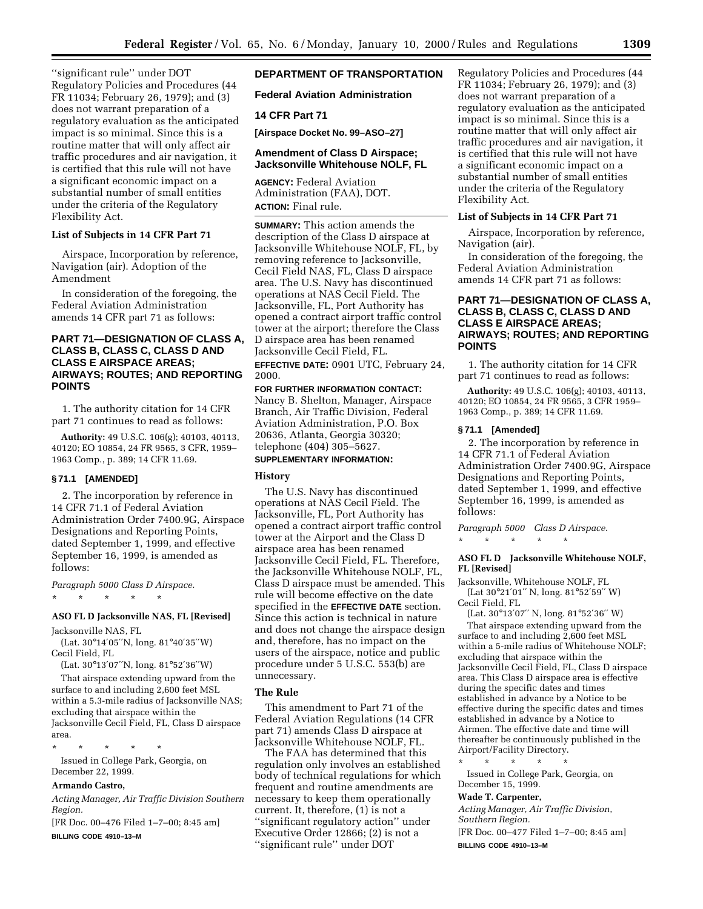''significant rule'' under DOT Regulatory Policies and Procedures (44 FR 11034; February 26, 1979); and (3) does not warrant preparation of a regulatory evaluation as the anticipated impact is so minimal. Since this is a routine matter that will only affect air traffic procedures and air navigation, it is certified that this rule will not have a significant economic impact on a substantial number of small entities under the criteria of the Regulatory Flexibility Act.

### List of Subjects in 14 CFR Part 71

Airspace, Incorporation by reference, Navigation (air). Adoption of the Amendment

In consideration of the foregoing, the Federal Aviation Administration amends 14 CFR part 71 as follows:

## PART 71—DESIGNATION OF CLASS A, CLASS B, CLASS C, CLASS D AND CLASS E AIRSPACE AREAS; AIRWAYS; ROUTES; AND REPORTING POINTS

1. The authority citation for 14 CFR part 71 continues to read as follows:

**Authority:** 49 U.S.C. 106(g); 40103, 40113, 40120; EO 10854, 24 FR 9565, 3 CFR, 1959–1963 Comp., p. 389; 14 CFR 11.69.

### § 71.1 [AMENDED]

2. The incorporation by reference in 14 CFR 71.1 of Federal Aviation Administration Order 7400.9G, Airspace Designations and Reporting Points, dated September 1, 1999, and effective September 16, 1999, is amended as follows:

*Paragraph 5000 Class D Airspace.*

\* \* \* \* \*

**ASO FL D Jacksonville NAS, FL [Revised]**

Jacksonville NAS, FL

(Lat. 30°14′05′′N, long. 81°40′35′′W)

Cecil Field, FL

(Lat. 30°13′07′′N, long. 81°52′36′′W)

That airspace extending upward from the surface to and including 2,600 feet MSL within a 5.3-mile radius of Jacksonville NAS; excluding that airspace within the Jacksonville Cecil Field, FL, Class D airspace area.

\* \* \* \* \*

Issued in College Park, Georgia, on December 22, 1999.

**Armando Castro,**

*Acting Manager, Air Traffic Division Southern Region.*

[FR Doc. 00–476 Filed 1–7–00; 8:45 am]

**BILLING CODE 4910–13–M**

## DEPARTMENT OF TRANSPORTATION

## Federal Aviation Administration

## 14 CFR Part 71

**[Airspace Docket No. 99–ASO–27]**

## Amendment of Class D Airspace; Jacksonville Whitehouse NOLF, FL

**AGENCY:** Federal Aviation Administration (FAA), DOT.

**ACTION:** Final rule.

**SUMMARY:** This action amends the description of the Class D airspace at Jacksonville Whitehouse NOLF, FL, by removing reference to Jacksonville, Cecil Field NAS, FL, Class D airspace area. The U.S. Navy has discontinued operations at NAS Cecil Field. The Jacksonville, FL, Port Authority has opened a contract airport traffic control tower at the airport; therefore the Class D airspace area has been renamed Jacksonville Cecil Field, FL.

**EFFECTIVE DATE:** 0901 UTC, February 24, 2000.

**FOR FURTHER INFORMATION CONTACT:** Nancy B. Shelton, Manager, Airspace Branch, Air Traffic Division, Federal Aviation Administration, P.O. Box 20636, Atlanta, Georgia 30320; telephone (404) 305–5627.

**SUPPLEMENTARY INFORMATION:**

### History

The U.S. Navy has discontinued operations at NAS Cecil Field. The Jacksonville, FL, Port Authority has opened a contract airport traffic control tower at the Airport and the Class D airspace area has been renamed Jacksonville Cecil Field, FL. Therefore, the Jacksonville Whitehouse NOLF, FL, Class D airspace must be amended. This rule will become effective on the date specified in the **EFFECTIVE DATE** section. Since this action is technical in nature and does not change the airspace design and, therefore, has no impact on the users of the airspace, notice and public procedure under 5 U.S.C. 553(b) are unnecessary.

### The Rule

This amendment to Part 71 of the Federal Aviation Regulations (14 CFR part 71) amends Class D airspace at Jacksonville Whitehouse NOLF, FL.

The FAA has determined that this regulation only involves an established body of technical regulations for which frequent and routine amendments are necessary to keep them operationally current. It, therefore, (1) is not a ''significant regulatory action'' under Executive Order 12866; (2) is not a ''significant rule'' under DOT Regulatory Policies and Procedures (44 FR 11034; February 26, 1979); and (3) does not warrant preparation of a regulatory evaluation as the anticipated impact is so minimal. Since this is a routine matter that will only affect air traffic procedures and air navigation, it is certified that this rule will not have a significant economic impact on a substantial number of small entities under the criteria of the Regulatory Flexibility Act.

### List of Subjects in 14 CFR Part 71

Airspace, Incorporation by reference, Navigation (air).

In consideration of the foregoing, the Federal Aviation Administration amends 14 CFR part 71 as follows:

## PART 71—DESIGNATION OF CLASS A, CLASS B, CLASS C, CLASS D AND CLASS E AIRSPACE AREAS; AIRWAYS; ROUTES; AND REPORTING POINTS

1. The authority citation for 14 CFR part 71 continues to read as follows:

**Authority:** 49 U.S.C. 106(g); 40103, 40113, 40120; EO 10854, 24 FR 9565, 3 CFR 1959–1963 Comp., p. 389; 14 CFR 11.69.

### § 71.1 [Amended]

2. The incorporation by reference in 14 CFR 71.1 of Federal Aviation Administration Order 7400.9G, Airspace Designations and Reporting Points, dated September 1, 1999, and effective September 16, 1999, is amended as follows:

*Paragraph 5000 Class D Airspace.*

\* \* \* \* \*

**ASO FL D Jacksonville Whitehouse NOLF, FL [Revised]**

Jacksonville, Whitehouse NOLF, FL

(Lat 30°21′01′′ N, long. 81°52′59′′ W)

Cecil Field, FL

(Lat. 30°13′07′′ N, long. 81°52′36′′ W)

That airspace extending upward from the surface to and including 2,600 feet MSL within a 5-mile radius of Whitehouse NOLF; excluding that airspace within the Jacksonville Cecil Field, FL, Class D airspace area. This Class D airspace area is effective during the specific dates and times established in advance by a Notice to be effective during the specific dates and times established in advance by a Notice to Airmen. The effective date and time will thereafter be continuously published in the Airport/Facility Directory.

\* \* \* \* \*

Issued in College Park, Georgia, on December 15, 1999.

**Wade T. Carpenter,**

*Acting Manager, Air Traffic Division, Southern Region.*

[FR Doc. 00–477 Filed 1–7–00; 8:45 am]

**BILLING CODE 4910–13–M**